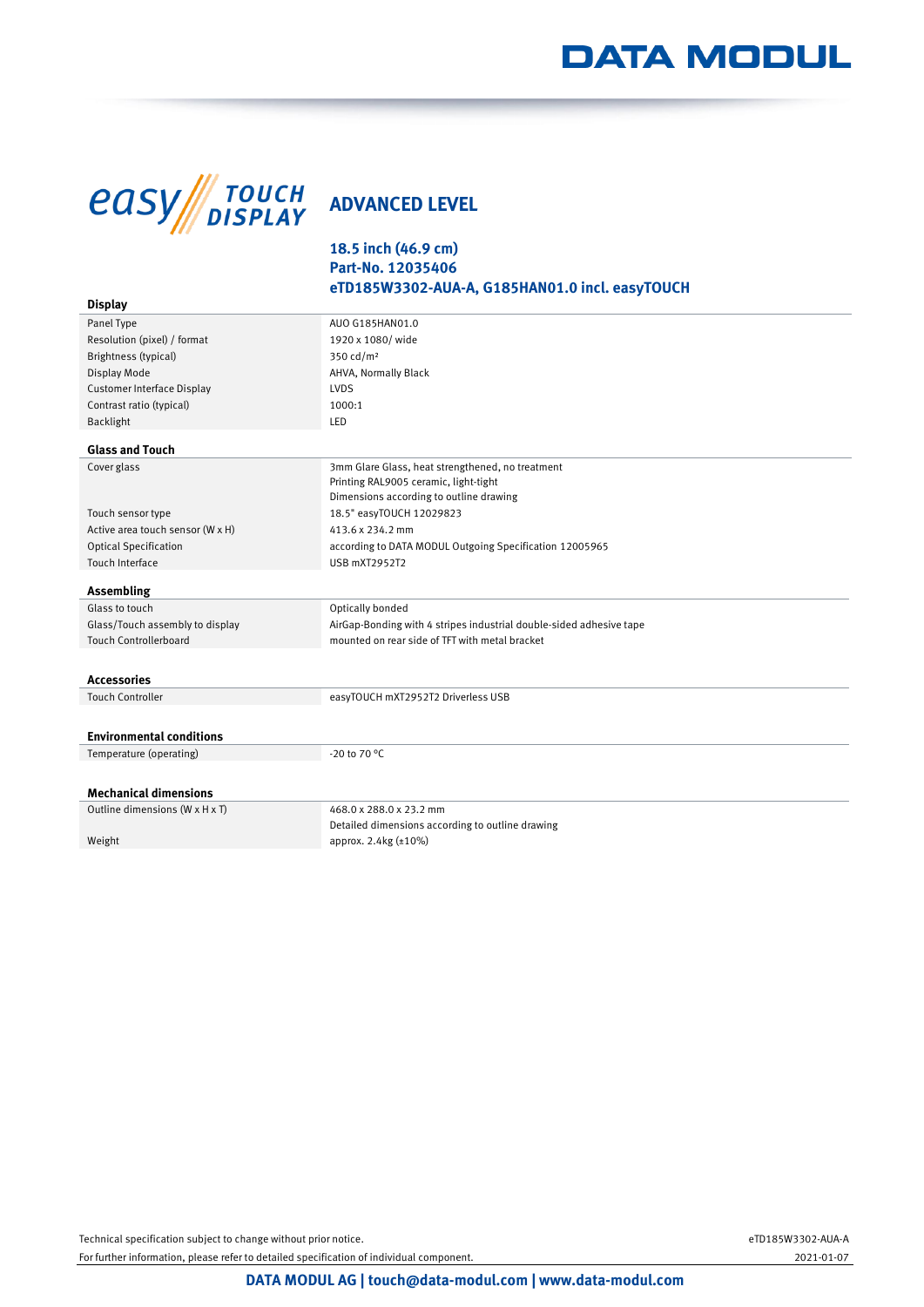DATA MODUL

easy TOUCH DISPLAY

# ADVANCED LEVEL

## 18.5 inch (46.9 cm)
## Part-No. 12035406
## eTD185W3302-AUA-A, G185HAN01.0 incl. easyTOUCH

### Display

| | |
|---|---|
| Panel Type | AUO G185HAN01.0 |
| Resolution (pixel) / format | 1920 x 1080/ wide |
| Brightness (typical) | 350 cd/m² |
| Display Mode | AHVA, Normally Black |
| Customer Interface Display | LVDS |
| Contrast ratio (typical) | 1000:1 |
| Backlight | LED |

### Glass and Touch

| | |
|---|---|
| Cover glass | 3mm Glare Glass, heat strengthened, no treatment<br>Printing RAL9005 ceramic, light-tight<br>Dimensions according to outline drawing |
| Touch sensor type | 18.5" easyTOUCH 12029823 |
| Active area touch sensor (W x H) | 413.6 x 234.2 mm |
| Optical Specification | according to DATA MODUL Outgoing Specification 12005965 |
| Touch Interface | USB mXT2952T2 |

### Assembling

| | |
|---|---|
| Glass to touch | Optically bonded |
| Glass/Touch assembly to display | AirGap-Bonding with 4 stripes industrial double-sided adhesive tape |
| Touch Controllerboard | mounted on rear side of TFT with metal bracket |

### Accessories

| | |
|---|---|
| Touch Controller | easyTOUCH mXT2952T2 Driverless USB |

### Environmental conditions

| | |
|---|---|
| Temperature (operating) | -20 to 70 °C |

### Mechanical dimensions

| | |
|---|---|
| Outline dimensions (W x H x T) | 468.0 x 288.0 x 23.2 mm<br>Detailed dimensions according to outline drawing |
| Weight | approx. 2.4kg (±10%) |

Technical specification subject to change without prior notice.
For further information, please refer to detailed specification of individual component.

eTD185W3302-AUA-A
2021-01-07

DATA MODUL AG | touch@data-modul.com | www.data-modul.com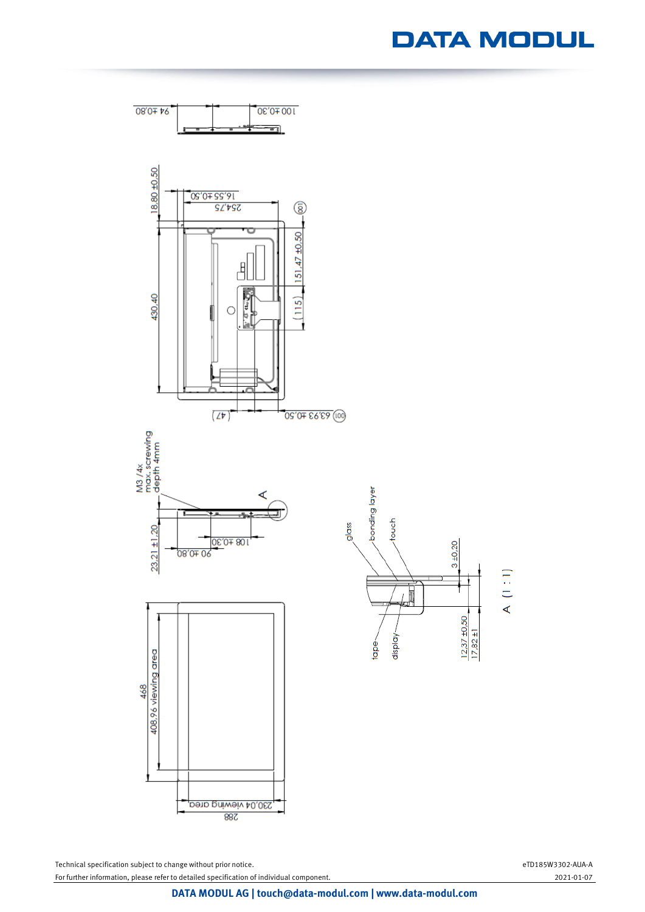94 ±0,80

100 ±0,30

18,80 ±0,50

16,55 ±0,50

254,75

430,40

151,47 ±0,50

(115)

(47)

63,93 ±0,50

M3 /4x
max. screwing
depth 4mm

A

23,21 ±1,20

108 ±0,30

90 ±0,80

glass

bonding layer

touch

3 ±0,20

tape

display

12,37 ±0,50

17,82 ±1

A (1 : 1)

468

408,96 viewing area

230,04 viewing area

288

Technical specification subject to change without prior notice.

For further information, please refer to detailed specification of individual component.

eTD185W3302-AUA-A

2021-01-07